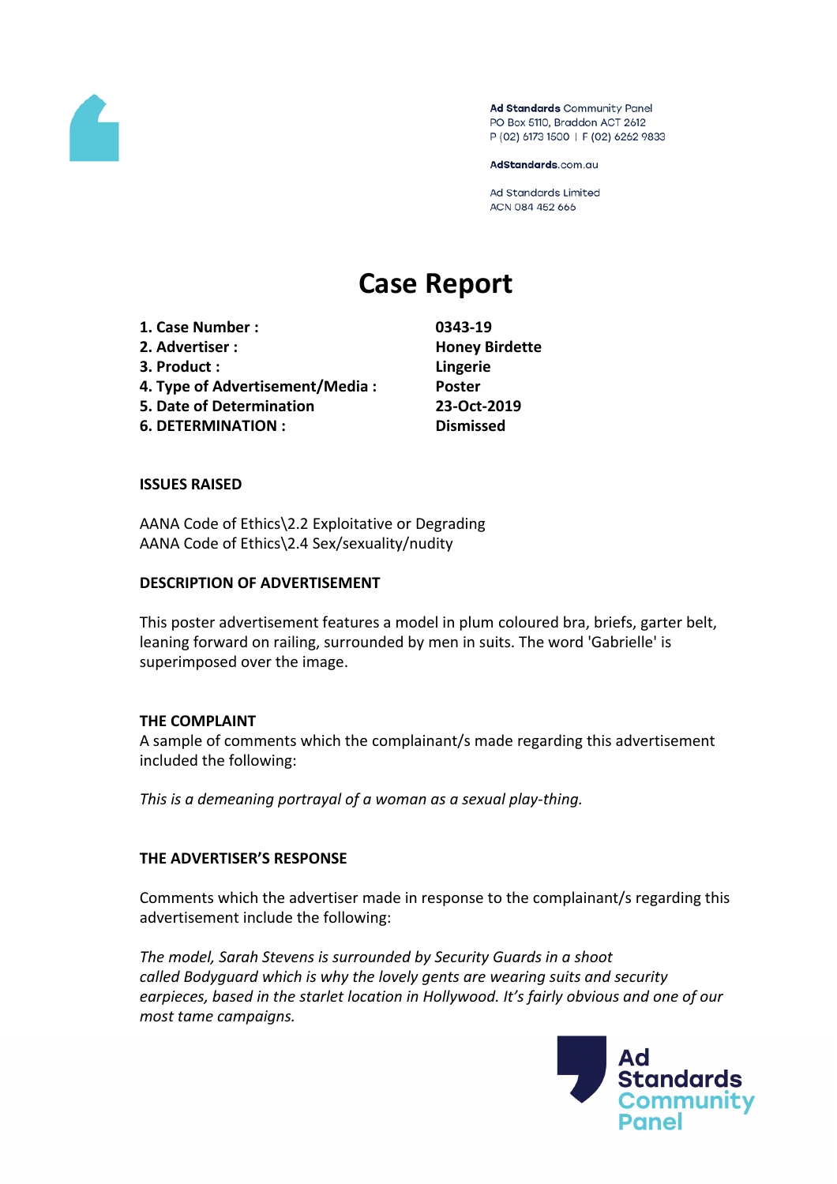Ad Standards Community Panel
PO Box 5110, Braddon ACT 2612
P (02) 6173 1500 | F (02) 6262 9833

AdStandards.com.au

Ad Standards Limited
ACN 084 452 666

# Case Report

| | |
|---|---|
| **1. Case Number :** | **0343-19** |
| **2. Advertiser :** | **Honey Birdette** |
| **3. Product :** | **Lingerie** |
| **4. Type of Advertisement/Media :** | **Poster** |
| **5. Date of Determination** | **23-Oct-2019** |
| **6. DETERMINATION :** | **Dismissed** |

**ISSUES RAISED**

AANA Code of Ethics\2.2 Exploitative or Degrading
AANA Code of Ethics\2.4 Sex/sexuality/nudity

**DESCRIPTION OF ADVERTISEMENT**

This poster advertisement features a model in plum coloured bra, briefs, garter belt, leaning forward on railing, surrounded by men in suits. The word 'Gabrielle' is superimposed over the image.

**THE COMPLAINT**

A sample of comments which the complainant/s made regarding this advertisement included the following:

*This is a demeaning portrayal of a woman as a sexual play-thing.*

**THE ADVERTISER'S RESPONSE**

Comments which the advertiser made in response to the complainant/s regarding this advertisement include the following:

*The model, Sarah Stevens is surrounded by Security Guards in a shoot called Bodyguard which is why the lovely gents are wearing suits and security earpieces, based in the starlet location in Hollywood. It's fairly obvious and one of our most tame campaigns.*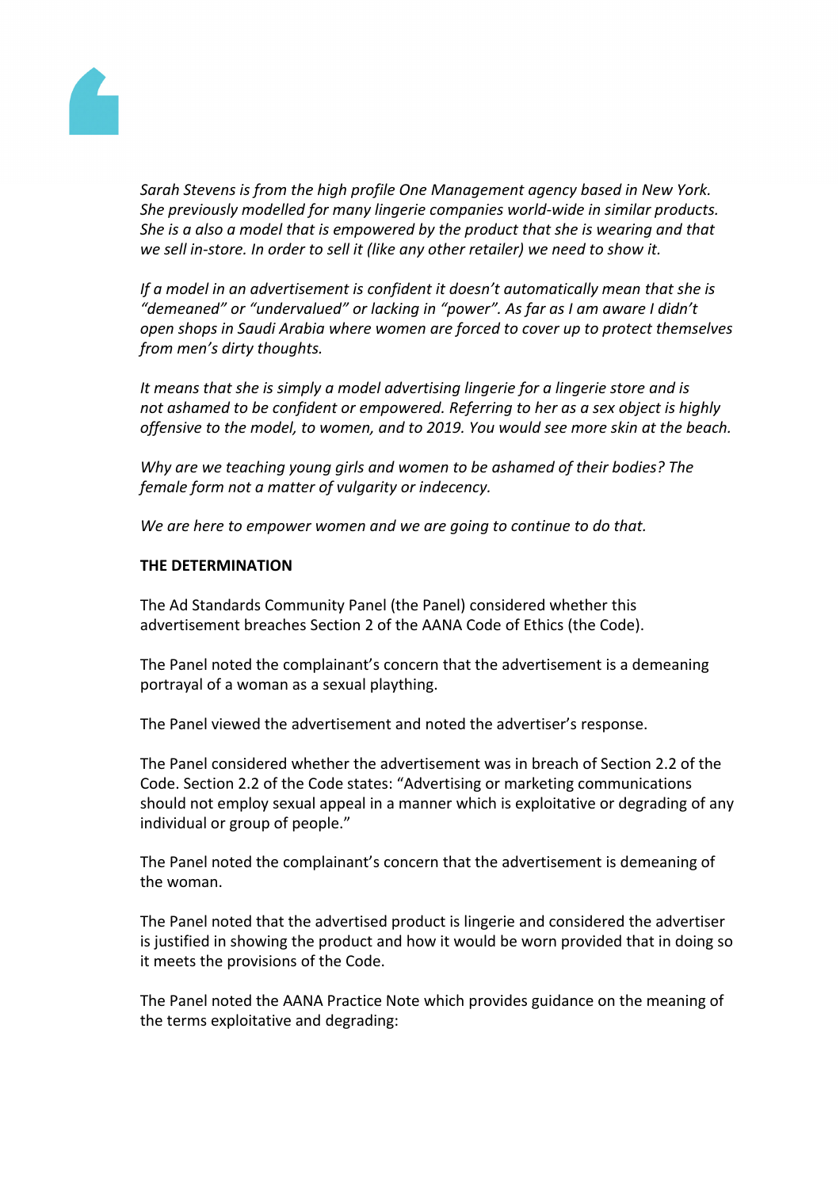*Sarah Stevens is from the high profile One Management agency based in New York. She previously modelled for many lingerie companies world-wide in similar products. She is a also a model that is empowered by the product that she is wearing and that we sell in-store. In order to sell it (like any other retailer) we need to show it.*

*If a model in an advertisement is confident it doesn't automatically mean that she is "demeaned" or "undervalued" or lacking in "power". As far as I am aware I didn't open shops in Saudi Arabia where women are forced to cover up to protect themselves from men's dirty thoughts.*

*It means that she is simply a model advertising lingerie for a lingerie store and is not ashamed to be confident or empowered. Referring to her as a sex object is highly offensive to the model, to women, and to 2019. You would see more skin at the beach.*

*Why are we teaching young girls and women to be ashamed of their bodies? The female form not a matter of vulgarity or indecency.*

*We are here to empower women and we are going to continue to do that.*

**THE DETERMINATION**

The Ad Standards Community Panel (the Panel) considered whether this advertisement breaches Section 2 of the AANA Code of Ethics (the Code).

The Panel noted the complainant's concern that the advertisement is a demeaning portrayal of a woman as a sexual plaything.

The Panel viewed the advertisement and noted the advertiser's response.

The Panel considered whether the advertisement was in breach of Section 2.2 of the Code. Section 2.2 of the Code states: "Advertising or marketing communications should not employ sexual appeal in a manner which is exploitative or degrading of any individual or group of people."

The Panel noted the complainant's concern that the advertisement is demeaning of the woman.

The Panel noted that the advertised product is lingerie and considered the advertiser is justified in showing the product and how it would be worn provided that in doing so it meets the provisions of the Code.

The Panel noted the AANA Practice Note which provides guidance on the meaning of the terms exploitative and degrading: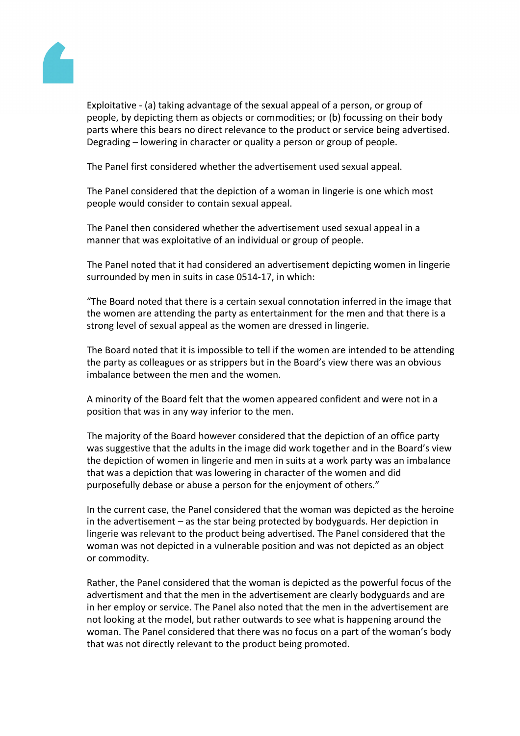Exploitative - (a) taking advantage of the sexual appeal of a person, or group of people, by depicting them as objects or commodities; or (b) focussing on their body parts where this bears no direct relevance to the product or service being advertised. Degrading – lowering in character or quality a person or group of people.

The Panel first considered whether the advertisement used sexual appeal.

The Panel considered that the depiction of a woman in lingerie is one which most people would consider to contain sexual appeal.

The Panel then considered whether the advertisement used sexual appeal in a manner that was exploitative of an individual or group of people.

The Panel noted that it had considered an advertisement depicting women in lingerie surrounded by men in suits in case 0514-17, in which:

"The Board noted that there is a certain sexual connotation inferred in the image that the women are attending the party as entertainment for the men and that there is a strong level of sexual appeal as the women are dressed in lingerie.

The Board noted that it is impossible to tell if the women are intended to be attending the party as colleagues or as strippers but in the Board's view there was an obvious imbalance between the men and the women.

A minority of the Board felt that the women appeared confident and were not in a position that was in any way inferior to the men.

The majority of the Board however considered that the depiction of an office party was suggestive that the adults in the image did work together and in the Board's view the depiction of women in lingerie and men in suits at a work party was an imbalance that was a depiction that was lowering in character of the women and did purposefully debase or abuse a person for the enjoyment of others."

In the current case, the Panel considered that the woman was depicted as the heroine in the advertisement – as the star being protected by bodyguards. Her depiction in lingerie was relevant to the product being advertised. The Panel considered that the woman was not depicted in a vulnerable position and was not depicted as an object or commodity.

Rather, the Panel considered that the woman is depicted as the powerful focus of the advertisment and that the men in the advertisement are clearly bodyguards and are in her employ or service. The Panel also noted that the men in the advertisement are not looking at the model, but rather outwards to see what is happening around the woman. The Panel considered that there was no focus on a part of the woman's body that was not directly relevant to the product being promoted.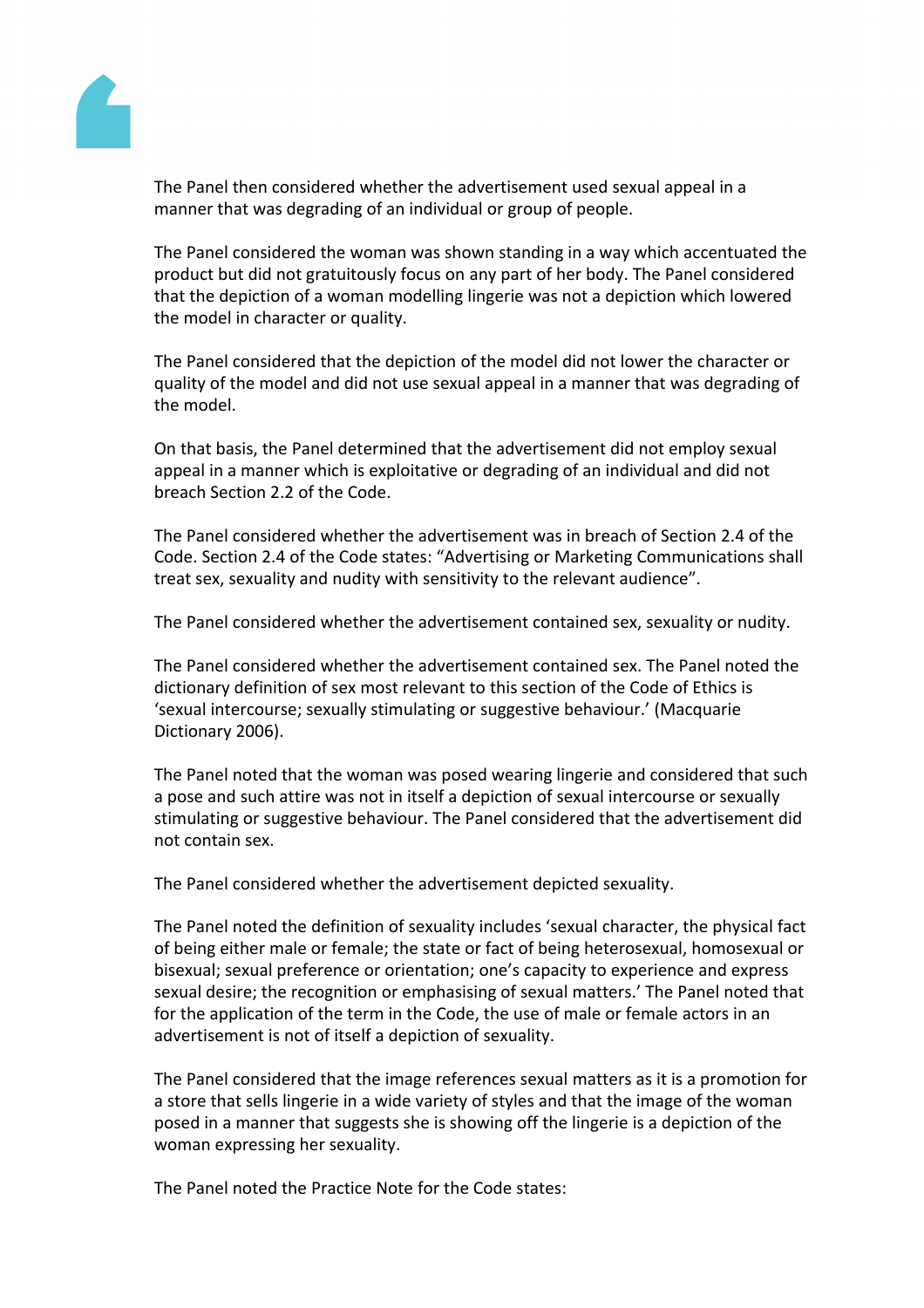The Panel then considered whether the advertisement used sexual appeal in a manner that was degrading of an individual or group of people.

The Panel considered the woman was shown standing in a way which accentuated the product but did not gratuitously focus on any part of her body. The Panel considered that the depiction of a woman modelling lingerie was not a depiction which lowered the model in character or quality.

The Panel considered that the depiction of the model did not lower the character or quality of the model and did not use sexual appeal in a manner that was degrading of the model.

On that basis, the Panel determined that the advertisement did not employ sexual appeal in a manner which is exploitative or degrading of an individual and did not breach Section 2.2 of the Code.

The Panel considered whether the advertisement was in breach of Section 2.4 of the Code. Section 2.4 of the Code states: "Advertising or Marketing Communications shall treat sex, sexuality and nudity with sensitivity to the relevant audience".

The Panel considered whether the advertisement contained sex, sexuality or nudity.

The Panel considered whether the advertisement contained sex. The Panel noted the dictionary definition of sex most relevant to this section of the Code of Ethics is 'sexual intercourse; sexually stimulating or suggestive behaviour.' (Macquarie Dictionary 2006).

The Panel noted that the woman was posed wearing lingerie and considered that such a pose and such attire was not in itself a depiction of sexual intercourse or sexually stimulating or suggestive behaviour. The Panel considered that the advertisement did not contain sex.

The Panel considered whether the advertisement depicted sexuality.

The Panel noted the definition of sexuality includes 'sexual character, the physical fact of being either male or female; the state or fact of being heterosexual, homosexual or bisexual; sexual preference or orientation; one's capacity to experience and express sexual desire; the recognition or emphasising of sexual matters.' The Panel noted that for the application of the term in the Code, the use of male or female actors in an advertisement is not of itself a depiction of sexuality.

The Panel considered that the image references sexual matters as it is a promotion for a store that sells lingerie in a wide variety of styles and that the image of the woman posed in a manner that suggests she is showing off the lingerie is a depiction of the woman expressing her sexuality.

The Panel noted the Practice Note for the Code states: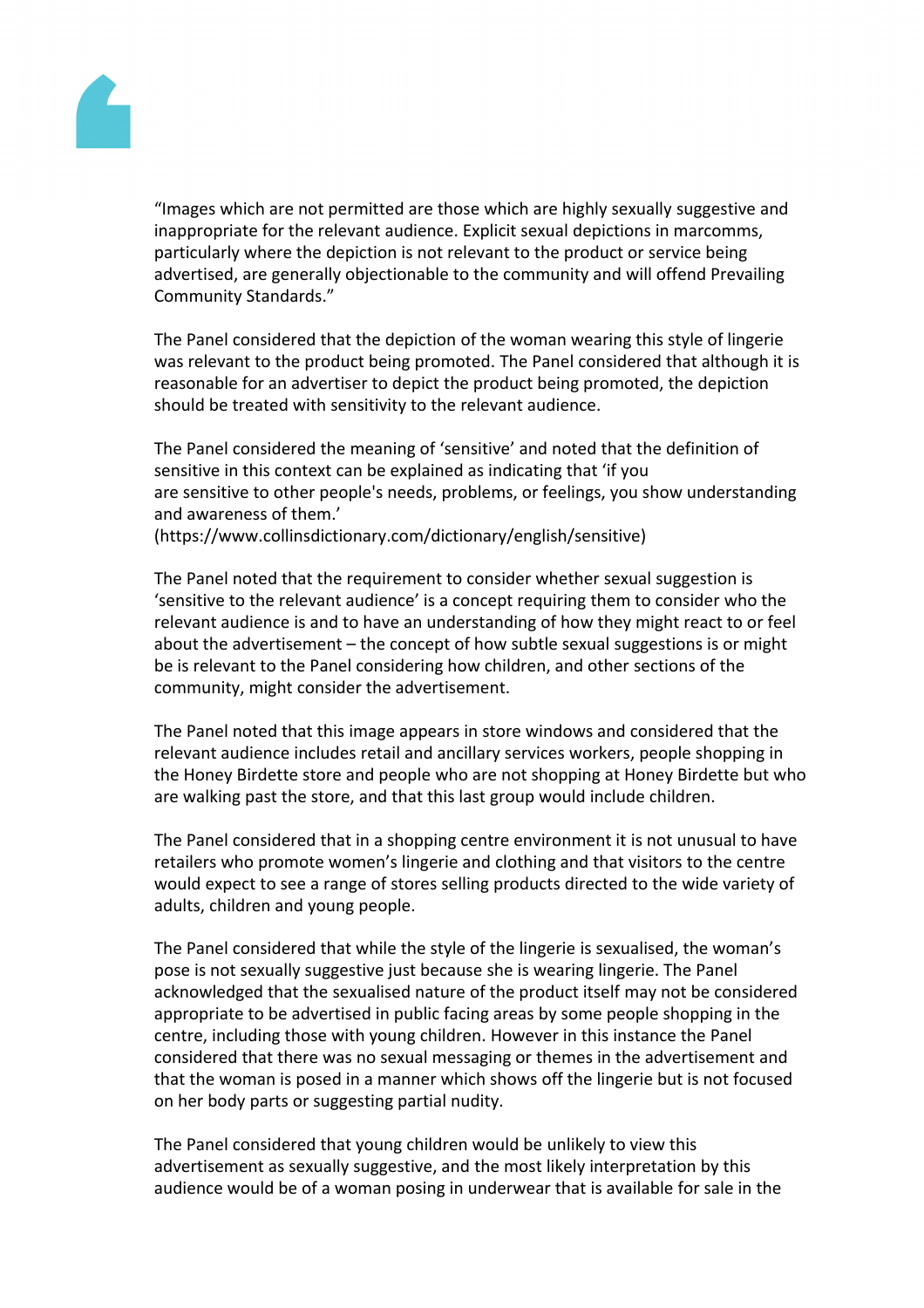"Images which are not permitted are those which are highly sexually suggestive and inappropriate for the relevant audience. Explicit sexual depictions in marcomms, particularly where the depiction is not relevant to the product or service being advertised, are generally objectionable to the community and will offend Prevailing Community Standards."

The Panel considered that the depiction of the woman wearing this style of lingerie was relevant to the product being promoted. The Panel considered that although it is reasonable for an advertiser to depict the product being promoted, the depiction should be treated with sensitivity to the relevant audience.

The Panel considered the meaning of 'sensitive' and noted that the definition of sensitive in this context can be explained as indicating that 'if you are sensitive to other people's needs, problems, or feelings, you show understanding and awareness of them.' (https://www.collinsdictionary.com/dictionary/english/sensitive)

The Panel noted that the requirement to consider whether sexual suggestion is 'sensitive to the relevant audience' is a concept requiring them to consider who the relevant audience is and to have an understanding of how they might react to or feel about the advertisement – the concept of how subtle sexual suggestions is or might be is relevant to the Panel considering how children, and other sections of the community, might consider the advertisement.

The Panel noted that this image appears in store windows and considered that the relevant audience includes retail and ancillary services workers, people shopping in the Honey Birdette store and people who are not shopping at Honey Birdette but who are walking past the store, and that this last group would include children.

The Panel considered that in a shopping centre environment it is not unusual to have retailers who promote women's lingerie and clothing and that visitors to the centre would expect to see a range of stores selling products directed to the wide variety of adults, children and young people.

The Panel considered that while the style of the lingerie is sexualised, the woman's pose is not sexually suggestive just because she is wearing lingerie. The Panel acknowledged that the sexualised nature of the product itself may not be considered appropriate to be advertised in public facing areas by some people shopping in the centre, including those with young children. However in this instance the Panel considered that there was no sexual messaging or themes in the advertisement and that the woman is posed in a manner which shows off the lingerie but is not focused on her body parts or suggesting partial nudity.

The Panel considered that young children would be unlikely to view this advertisement as sexually suggestive, and the most likely interpretation by this audience would be of a woman posing in underwear that is available for sale in the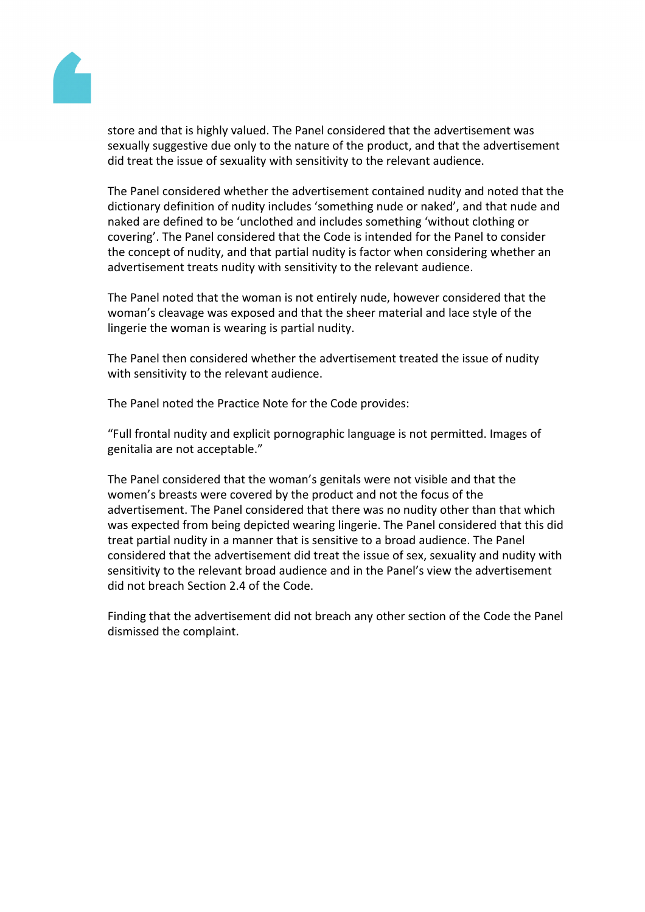store and that is highly valued. The Panel considered that the advertisement was sexually suggestive due only to the nature of the product, and that the advertisement did treat the issue of sexuality with sensitivity to the relevant audience.

The Panel considered whether the advertisement contained nudity and noted that the dictionary definition of nudity includes 'something nude or naked', and that nude and naked are defined to be 'unclothed and includes something 'without clothing or covering'. The Panel considered that the Code is intended for the Panel to consider the concept of nudity, and that partial nudity is factor when considering whether an advertisement treats nudity with sensitivity to the relevant audience.

The Panel noted that the woman is not entirely nude, however considered that the woman's cleavage was exposed and that the sheer material and lace style of the lingerie the woman is wearing is partial nudity.

The Panel then considered whether the advertisement treated the issue of nudity with sensitivity to the relevant audience.

The Panel noted the Practice Note for the Code provides:

"Full frontal nudity and explicit pornographic language is not permitted. Images of genitalia are not acceptable."

The Panel considered that the woman's genitals were not visible and that the women's breasts were covered by the product and not the focus of the advertisement. The Panel considered that there was no nudity other than that which was expected from being depicted wearing lingerie. The Panel considered that this did treat partial nudity in a manner that is sensitive to a broad audience. The Panel considered that the advertisement did treat the issue of sex, sexuality and nudity with sensitivity to the relevant broad audience and in the Panel's view the advertisement did not breach Section 2.4 of the Code.

Finding that the advertisement did not breach any other section of the Code the Panel dismissed the complaint.